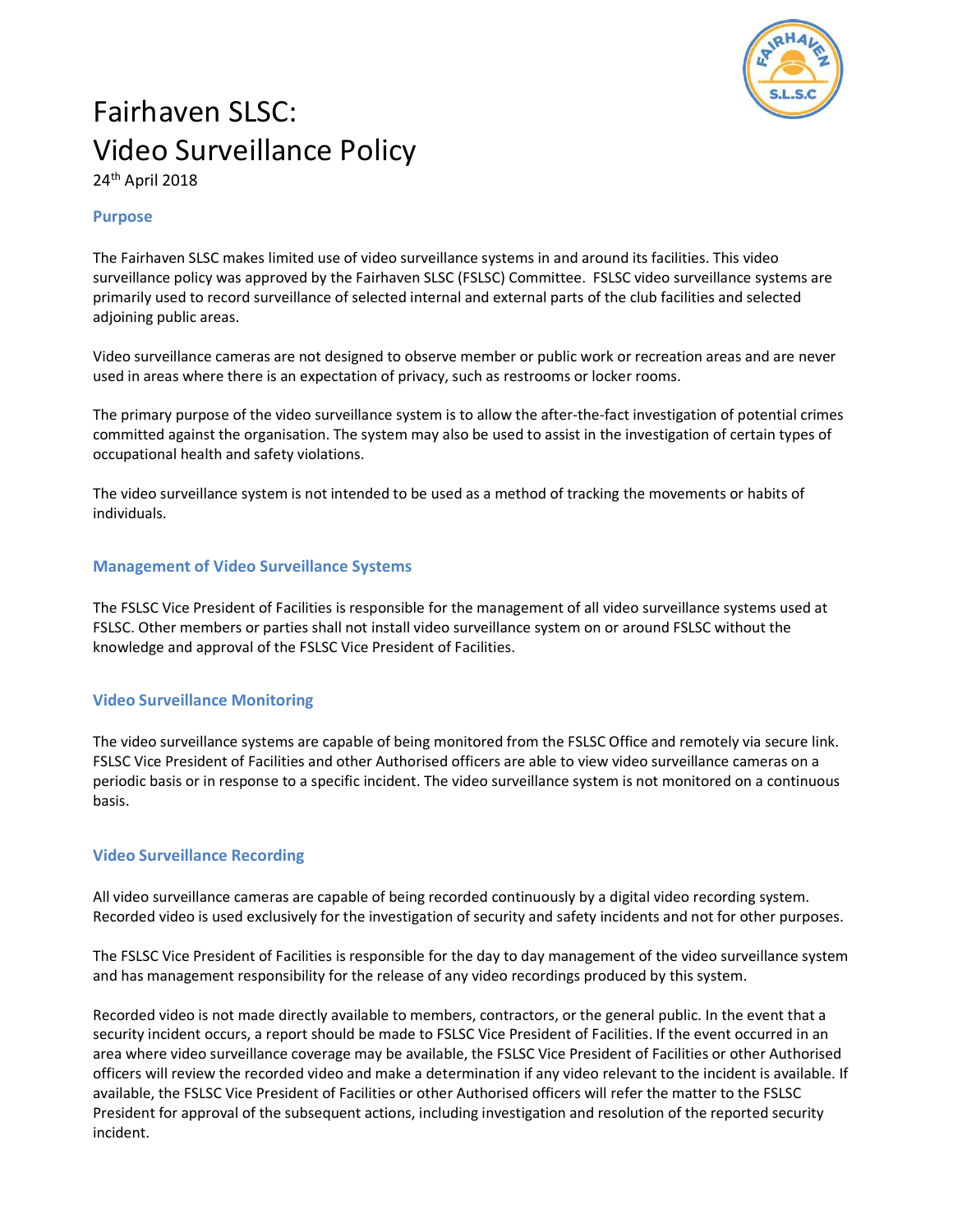# Fairhaven SLSC: Video Surveillance Policy

24th April 2018

## Purpose

The Fairhaven SLSC makes limited use of video surveillance systems in and around its facilities. This video surveillance policy was approved by the Fairhaven SLSC (FSLSC) Committee. FSLSC video surveillance systems are primarily used to record surveillance of selected internal and external parts of the club facilities and selected adjoining public areas.

Video surveillance cameras are not designed to observe member or public work or recreation areas and are never used in areas where there is an expectation of privacy, such as restrooms or locker rooms.

The primary purpose of the video surveillance system is to allow the after-the-fact investigation of potential crimes committed against the organisation. The system may also be used to assist in the investigation of certain types of occupational health and safety violations.

The video surveillance system is not intended to be used as a method of tracking the movements or habits of individuals.

## Management of Video Surveillance Systems

The FSLSC Vice President of Facilities is responsible for the management of all video surveillance systems used at FSLSC. Other members or parties shall not install video surveillance system on or around FSLSC without the knowledge and approval of the FSLSC Vice President of Facilities.

## Video Surveillance Monitoring

The video surveillance systems are capable of being monitored from the FSLSC Office and remotely via secure link. FSLSC Vice President of Facilities and other Authorised officers are able to view video surveillance cameras on a periodic basis or in response to a specific incident. The video surveillance system is not monitored on a continuous basis.

## Video Surveillance Recording

All video surveillance cameras are capable of being recorded continuously by a digital video recording system. Recorded video is used exclusively for the investigation of security and safety incidents and not for other purposes.

The FSLSC Vice President of Facilities is responsible for the day to day management of the video surveillance system and has management responsibility for the release of any video recordings produced by this system.

Recorded video is not made directly available to members, contractors, or the general public. In the event that a security incident occurs, a report should be made to FSLSC Vice President of Facilities. If the event occurred in an area where video surveillance coverage may be available, the FSLSC Vice President of Facilities or other Authorised officers will review the recorded video and make a determination if any video relevant to the incident is available. If available, the FSLSC Vice President of Facilities or other Authorised officers will refer the matter to the FSLSC President for approval of the subsequent actions, including investigation and resolution of the reported security incident.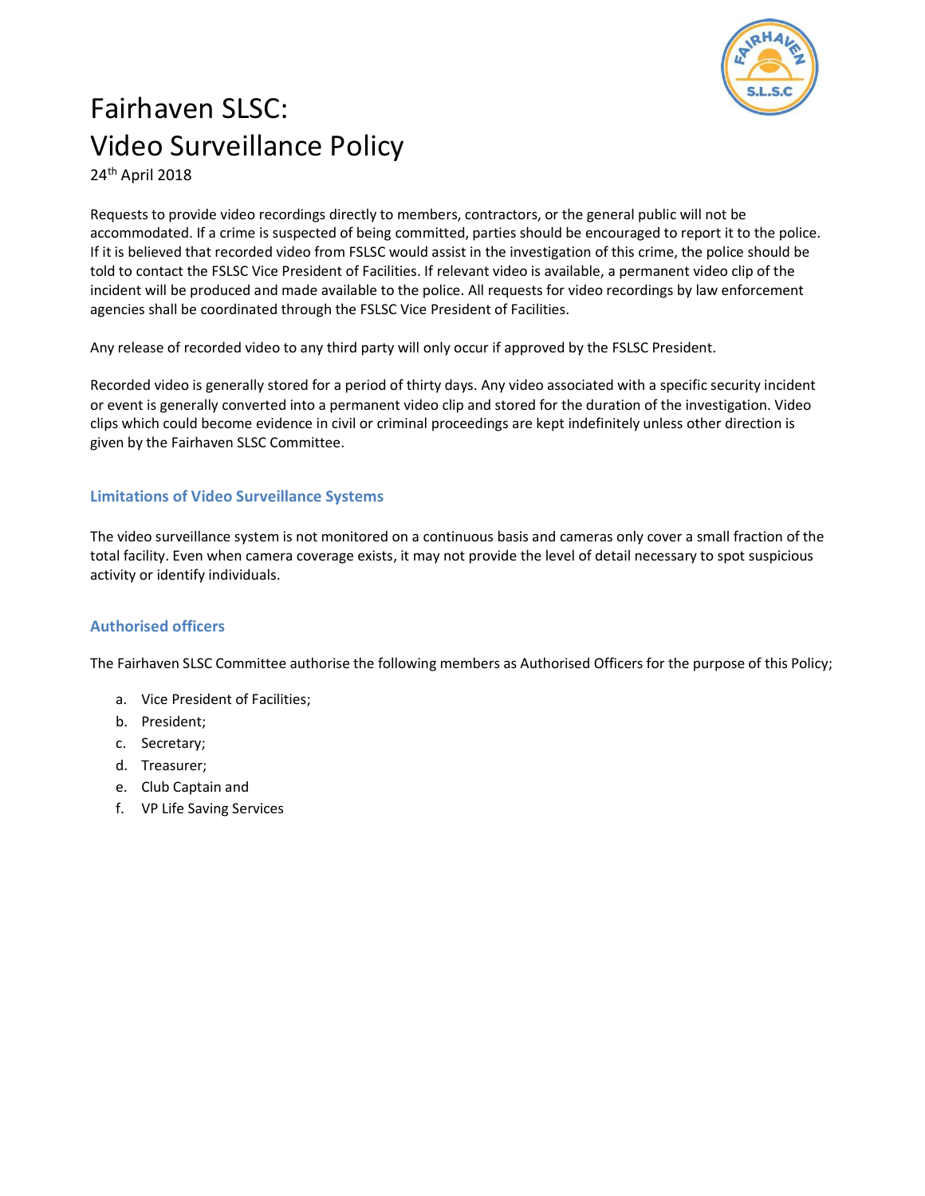# Fairhaven SLSC: Video Surveillance Policy

24th April 2018

Requests to provide video recordings directly to members, contractors, or the general public will not be accommodated. If a crime is suspected of being committed, parties should be encouraged to report it to the police. If it is believed that recorded video from FSLSC would assist in the investigation of this crime, the police should be told to contact the FSLSC Vice President of Facilities. If relevant video is available, a permanent video clip of the incident will be produced and made available to the police. All requests for video recordings by law enforcement agencies shall be coordinated through the FSLSC Vice President of Facilities.

Any release of recorded video to any third party will only occur if approved by the FSLSC President.

Recorded video is generally stored for a period of thirty days. Any video associated with a specific security incident or event is generally converted into a permanent video clip and stored for the duration of the investigation. Video clips which could become evidence in civil or criminal proceedings are kept indefinitely unless other direction is given by the Fairhaven SLSC Committee.

## Limitations of Video Surveillance Systems

The video surveillance system is not monitored on a continuous basis and cameras only cover a small fraction of the total facility. Even when camera coverage exists, it may not provide the level of detail necessary to spot suspicious activity or identify individuals.

## Authorised officers

The Fairhaven SLSC Committee authorise the following members as Authorised Officers for the purpose of this Policy;

a. Vice President of Facilities;
b. President;
c. Secretary;
d. Treasurer;
e. Club Captain and
f. VP Life Saving Services